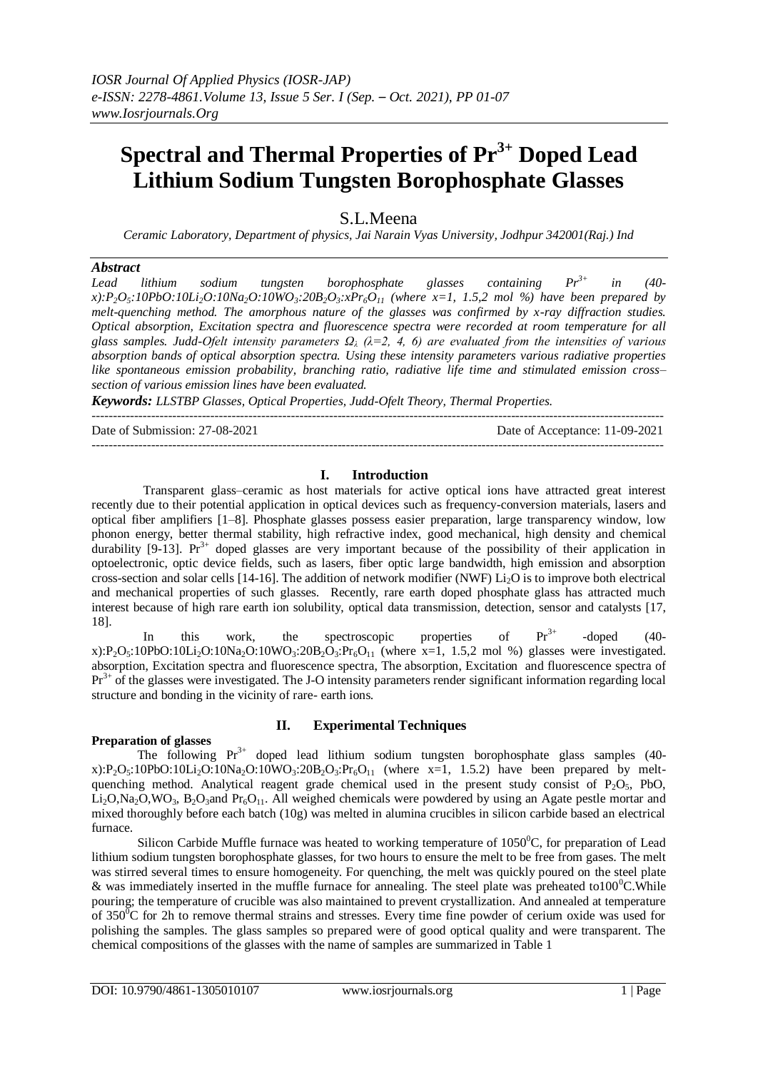# Spectral and Thermal Properties of $Pr^{3+}$ Doped Lead Lithium Sodium Tungsten Borophosphate Glasses

S.L.Meena

*Ceramic Laboratory, Department of physics, Jai Narain Vyas University, Jodhpur 342001(Raj.) Ind*

### *Abstract*

*Lead lithium sodium tungsten borophosphate glasses containing $Pr^{3+}$ in (40-x):$P_2O_5$:10PbO:10$Li_2O$:10$Na_2O$:10$WO_3$:20$B_2O_3$:x$Pr_6O_{11}$ (where x=1, 1.5,2 mol %) have been prepared by melt-quenching method. The amorphous nature of the glasses was confirmed by x-ray diffraction studies. Optical absorption, Excitation spectra and fluorescence spectra were recorded at room temperature for all glass samples. Judd-Ofelt intensity parameters $\Omega_\lambda$ (λ=2, 4, 6) are evaluated from the intensities of various absorption bands of optical absorption spectra. Using these intensity parameters various radiative properties like spontaneous emission probability, branching ratio, radiative life time and stimulated emission cross–section of various emission lines have been evaluated.*

***Keywords:** LLSTBP Glasses, Optical Properties, Judd-Ofelt Theory, Thermal Properties.*

Date of Submission: 27-08-2021 | Date of Acceptance: 11-09-2021

## I. Introduction

Transparent glass–ceramic as host materials for active optical ions have attracted great interest recently due to their potential application in optical devices such as frequency-conversion materials, lasers and optical fiber amplifiers [1–8]. Phosphate glasses possess easier preparation, large transparency window, low phonon energy, better thermal stability, high refractive index, good mechanical, high density and chemical durability [9-13]. $Pr^{3+}$ doped glasses are very important because of the possibility of their application in optoelectronic, optic device fields, such as lasers, fiber optic large bandwidth, high emission and absorption cross-section and solar cells [14-16]. The addition of network modifier (NWF) $Li_2O$ is to improve both electrical and mechanical properties of such glasses. Recently, rare earth doped phosphate glass has attracted much interest because of high rare earth ion solubility, optical data transmission, detection, sensor and catalysts [17, 18].

In this work, the spectroscopic properties of $Pr^{3+}$ -doped (40-x):$P_2O_5$:10PbO:10$Li_2O$:10$Na_2O$:10$WO_3$:20$B_2O_3$:$Pr_6O_{11}$ (where x=1, 1.5,2 mol %) glasses were investigated. absorption, Excitation spectra and fluorescence spectra, The absorption, Excitation and fluorescence spectra of $Pr^{3+}$ of the glasses were investigated. The J-O intensity parameters render significant information regarding local structure and bonding in the vicinity of rare- earth ions.

## II. Experimental Techniques

### Preparation of glasses

The following $Pr^{3+}$ doped lead lithium sodium tungsten borophosphate glass samples (40-x):$P_2O_5$:10PbO:10$Li_2O$:10$Na_2O$:10$WO_3$:20$B_2O_3$:$Pr_6O_{11}$ (where x=1, 1.5.2) have been prepared by melt-quenching method. Analytical reagent grade chemical used in the present study consist of $P_2O_5$, PbO, $Li_2O$,$Na_2O$,$WO_3$, $B_2O_3$and $Pr_6O_{11}$. All weighed chemicals were powdered by using an Agate pestle mortar and mixed thoroughly before each batch (10g) was melted in alumina crucibles in silicon carbide based an electrical furnace.

Silicon Carbide Muffle furnace was heated to working temperature of 1050$^0$C, for preparation of Lead lithium sodium tungsten borophosphate glasses, for two hours to ensure the melt to be free from gases. The melt was stirred several times to ensure homogeneity. For quenching, the melt was quickly poured on the steel plate & was immediately inserted in the muffle furnace for annealing. The steel plate was preheated to100$^0$C.While pouring; the temperature of crucible was also maintained to prevent crystallization. And annealed at temperature of 350$^0$C for 2h to remove thermal strains and stresses. Every time fine powder of cerium oxide was used for polishing the samples. The glass samples so prepared were of good optical quality and were transparent. The chemical compositions of the glasses with the name of samples are summarized in Table 1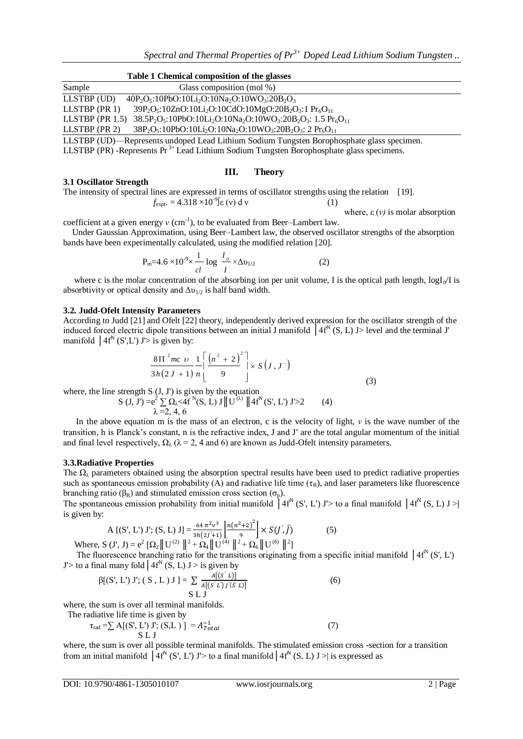**Table 1 Chemical composition of the glasses**

| Sample | Glass composition (mol %) |
|---|---|
| LLSTBP (UD) | $40P_2O_5$:10PbO:$10Li_2O$:$10Na_2O$:$10WO_3$:$20B_2O_3$ |
| LLSTBP (PR 1) | $39P_2O_5$:10ZnO:$10Li_2O$:10CdO:10MgO:$20B_2O_3$:1 $Pr_6O_{11}$ |
| LLSTBP (PR 1.5) | $38.5P_2O_5$:10PbO:$10Li_2O$:$10Na_2O$:$10WO_3$:$20B_2O_3$: 1.5 $Pr_6O_{11}$ |
| LLSTBP (PR 2) | $38P_2O_5$:10PbO:$10Li_2O$:$10Na_2O$:$10WO_3$:$20B_2O_3$: 2 $Pr_6O_{11}$ |

LLSTBP (UD)—Represents undoped Lead Lithium Sodium Tungsten Borophosphate glass specimen.
LLSTBP (PR) -Represents $Pr^{3+}$ Lead Lithium Sodium Tungsten Borophosphate glass specimens.

## III. Theory

### 3.1 Oscillator Strength

The intensity of spectral lines are expressed in terms of oscillator strengths using the relation [19].

$$f_{expt.} = 4.318 \times 10^{-9} \int \varepsilon(\nu)\, d\nu \tag{1}$$

where, $\varepsilon(\nu)$ is molar absorption coefficient at a given energy $\nu$ ($cm^{-1}$), to be evaluated from Beer–Lambert law.

Under Gaussian Approximation, using Beer–Lambert law, the observed oscillator strengths of the absorption bands have been experimentally calculated, using the modified relation [20].

$$P_m = 4.6 \times 10^{-9} \times \frac{1}{cl} \log \frac{I_0}{I} \times \Delta\upsilon_{1/2} \tag{2}$$

where c is the molar concentration of the absorbing ion per unit volume, I is the optical path length, $\log I_0/I$ is absorbtivity or optical density and $\Delta\upsilon_{1/2}$ is half band width.

### 3.2. Judd-Ofelt Intensity Parameters

According to Judd [21] and Ofelt [22] theory, independently derived expression for the oscillator strength of the induced forced electric dipole transitions between an initial J manifold $|4f^N (S, L) J>$ level and the terminal J' manifold $|4f^N (S',L') J'>$ is given by:

$$\frac{8\Pi^2 mc\bar{\upsilon}}{3h(2J+1)}\frac{1}{n}\left[\frac{(n^2+2)^2}{9}\right] \times S(J, J') \tag{3}$$

where, the line strength S (J, J') is given by the equation

$$S(J, J') = e^2 \sum_{\lambda=2,4,6} \Omega_\lambda <4f^N(S, L) J \| U^{(\lambda)} \| 4f^N (S', L') J'>2 \tag{4}$$

In the above equation m is the mass of an electron, c is the velocity of light, $\nu$ is the wave number of the transition, h is Planck's constant, n is the refractive index, J and J' are the total angular momentum of the initial and final level respectively, $\Omega_\lambda$ ($\lambda$ = 2, 4 and 6) are known as Judd-Ofelt intensity parameters.

### 3.3. Radiative Properties

The $\Omega_\lambda$ parameters obtained using the absorption spectral results have been used to predict radiative properties such as spontaneous emission probability (A) and radiative life time ($\tau_R$), and laser parameters like fluorescence branching ratio ($\beta_R$) and stimulated emission cross section ($\sigma_p$).

The spontaneous emission probability from initial manifold $|4f^N (S', L') J'>$ to a final manifold $|4f^N (S, L) J>|$ is given by:

$$A[(S', L') J'; (S, L) J] = \frac{64\pi^2\nu^3}{3h(2J'+1)}\left[\frac{n(n^2+2)^2}{9}\right] \times S(J', \bar{J}) \tag{5}$$

Where, $S(J', J) = e^2 [\Omega_2 \| U^{(2)} \|^2 + \Omega_4 \| U^{(4)} \|^2 + \Omega_6 \| U^{(6)} \|^2]$

The fluorescence branching ratio for the transitions originating from a specific initial manifold $|4f^N (S', L') J'>$ to a final many fold $|4f^N (S, L) J>$ is given by

$$\beta[(S', L') J'; (S, L) J] = \sum_{SLJ} \frac{A[(S'L)]}{A[(S'L') J'(\bar{S}L)]} \tag{6}$$

where, the sum is over all terminal manifolds.

The radiative life time is given by

$$\tau_{rad} = \sum_{SLJ} A[(S', L') J'; (S,L)] = A_{Total}^{-1} \tag{7}$$

where, the sum is over all possible terminal manifolds. The stimulated emission cross -section for a transition from an initial manifold $|4f^N (S', L') J'>$ to a final manifold $|4f^N (S, L) J>|$ is expressed as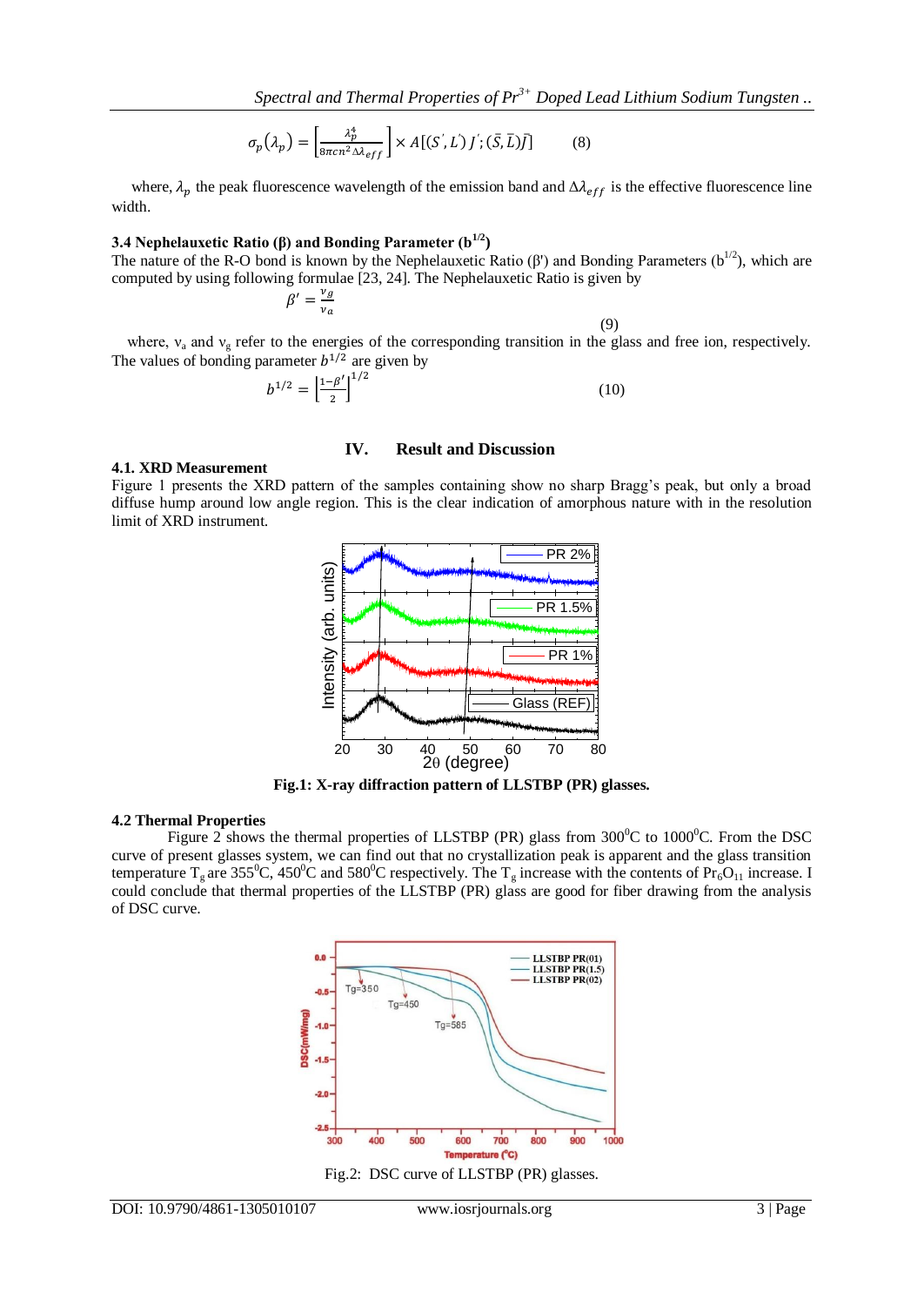$$\sigma_p(\lambda_p) = \left[\frac{\lambda_p^4}{8\pi c n^2 \Delta\lambda_{eff}}\right] \times A[(S', L')J'; (\bar{S}, \bar{L})\bar{J}] \qquad (8)$$

where, $\lambda_p$ the peak fluorescence wavelength of the emission band and $\Delta\lambda_{eff}$ is the effective fluorescence line width.

### 3.4 Nephelauxetic Ratio (β) and Bonding Parameter ($b^{1/2}$)

The nature of the R-O bond is known by the Nephelauxetic Ratio (β') and Bonding Parameters ($b^{1/2}$), which are computed by using following formulae [23, 24]. The Nephelauxetic Ratio is given by

$$\beta' = \frac{\nu_g}{\nu_a} \qquad (9)$$

where, $\nu_a$ and $\nu_g$ refer to the energies of the corresponding transition in the glass and free ion, respectively. The values of bonding parameter $b^{1/2}$ are given by

$$b^{1/2} = \left[\frac{1-\beta'}{2}\right]^{1/2} \qquad (10)$$

## IV. Result and Discussion

### 4.1. XRD Measurement

Figure 1 presents the XRD pattern of the samples containing show no sharp Bragg's peak, but only a broad diffuse hump around low angle region. This is the clear indication of amorphous nature with in the resolution limit of XRD instrument.

**Fig.1: X-ray diffraction pattern of LLSTBP (PR) glasses.**

### 4.2 Thermal Properties

Figure 2 shows the thermal properties of LLSTBP (PR) glass from 300$^0$C to 1000$^0$C. From the DSC curve of present glasses system, we can find out that no crystallization peak is apparent and the glass transition temperature $T_g$ are 355$^0$C, 450$^0$C and 580$^0$C respectively. The $T_g$ increase with the contents of $Pr_6O_{11}$ increase. I could conclude that thermal properties of the LLSTBP (PR) glass are good for fiber drawing from the analysis of DSC curve.

Fig.2: DSC curve of LLSTBP (PR) glasses.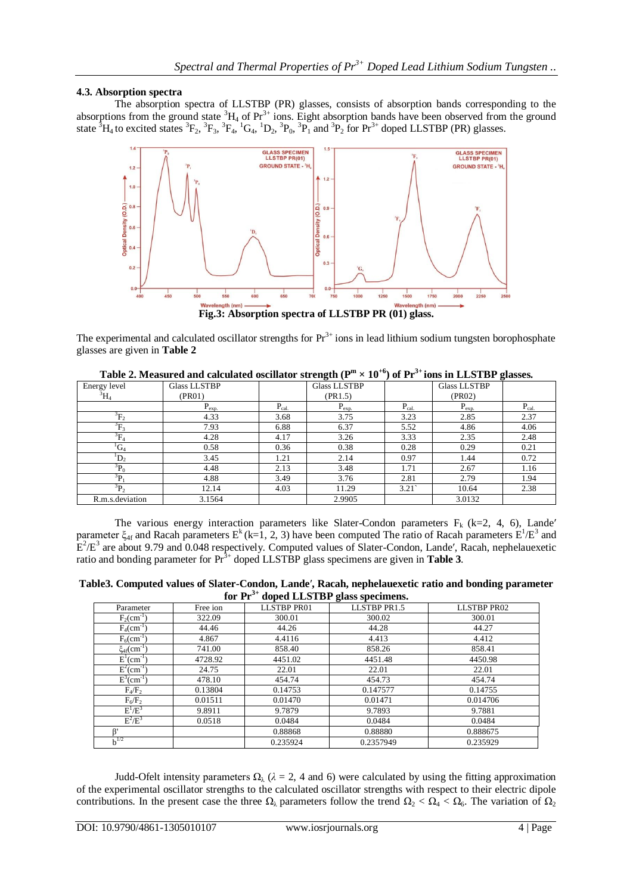### 4.3. Absorption spectra

The absorption spectra of LLSTBP (PR) glasses, consists of absorption bands corresponding to the absorptions from the ground state $^3H_4$ of $Pr^{3+}$ ions. Eight absorption bands have been observed from the ground state $^3H_4$ to excited states $^3F_2$, $^3F_3$, $^3F_4$, $^1G_4$, $^1D_2$, $^3P_0$, $^3P_1$ and $^3P_2$ for $Pr^{3+}$ doped LLSTBP (PR) glasses.

**Fig.3: Absorption spectra of LLSTBP PR (01) glass.**

The experimental and calculated oscillator strengths for $Pr^{3+}$ ions in lead lithium sodium tungsten borophosphate glasses are given in **Table 2**

**Table 2. Measured and calculated oscillator strength ($P^m \times 10^{+6}$) of $Pr^{3+}$ ions in LLSTBP glasses.**

| Energy level $^3H_4$ | Glass LLSTBP (PR01) | | Glass LLSTBP (PR1.5) | | Glass LLSTBP (PR02) | |
|---|---|---|---|---|---|---|
| | $P_{exp.}$ | $P_{cal.}$ | $P_{exp.}$ | $P_{cal.}$ | $P_{exp.}$ | $P_{cal.}$ |
| $^3F_2$ | 4.33 | 3.68 | 3.75 | 3.23 | 2.85 | 2.37 |
| $^3F_3$ | 7.93 | 6.88 | 6.37 | 5.52 | 4.86 | 4.06 |
| $^3F_4$ | 4.28 | 4.17 | 3.26 | 3.33 | 2.35 | 2.48 |
| $^1G_4$ | 0.58 | 0.36 | 0.38 | 0.28 | 0.29 | 0.21 |
| $^1D_2$ | 3.45 | 1.21 | 2.14 | 0.97 | 1.44 | 0.72 |
| $^3P_0$ | 4.48 | 2.13 | 3.48 | 1.71 | 2.67 | 1.16 |
| $^3P_1$ | 4.88 | 3.49 | 3.76 | 2.81 | 2.79 | 1.94 |
| $^3P_2$ | 12.14 | 4.03 | 11.29 | 3.21` | 10.64 | 2.38 |
| R.m.s.deviation | 3.1564 | | 2.9905 | | 3.0132 | |

The various energy interaction parameters like Slater-Condon parameters $F_k$ (k=2, 4, 6), Lande′ parameter $\xi_{4f}$ and Racah parameters $E^k$ (k=1, 2, 3) have been computed The ratio of Racah parameters $E^1/E^3$ and $E^2/E^3$ are about 9.79 and 0.048 respectively. Computed values of Slater-Condon, Lande′, Racah, nephelauexetic ratio and bonding parameter for $Pr^{3+}$ doped LLSTBP glass specimens are given in **Table 3**.

**Table3. Computed values of Slater-Condon, Lande′, Racah, nephelauexetic ratio and bonding parameter for $Pr^{3+}$ doped LLSTBP glass specimens.**

| Parameter | Free ion | LLSTBP PR01 | LLSTBP PR1.5 | LLSTBP PR02 |
|---|---|---|---|---|
| $F_2$(cm$^{-1}$) | 322.09 | 300.01 | 300.02 | 300.01 |
| $F_4$(cm$^{-1}$) | 44.46 | 44.26 | 44.28 | 44.27 |
| $F_6$(cm$^{-1}$) | 4.867 | 4.4116 | 4.413 | 4.412 |
| $\xi_{4f}$(cm$^{-1}$) | 741.00 | 858.40 | 858.26 | 858.41 |
| $E^1$(cm$^{-1}$) | 4728.92 | 4451.02 | 4451.48 | 4450.98 |
| $E^2$(cm$^{-1}$) | 24.75 | 22.01 | 22.01 | 22.01 |
| $E^3$(cm$^{-1}$) | 478.10 | 454.74 | 454.73 | 454.74 |
| $F_4/F_2$ | 0.13804 | 0.14753 | 0.147577 | 0.14755 |
| $F_6/F_2$ | 0.01511 | 0.01470 | 0.01471 | 0.014706 |
| $E^1/E^3$ | 9.8911 | 9.7879 | 9.7893 | 9.7881 |
| $E^2/E^3$ | 0.0518 | 0.0484 | 0.0484 | 0.0484 |
| β' | | 0.88868 | 0.88880 | 0.888675 |
| $b^{1/2}$ | | 0.235924 | 0.2357949 | 0.235929 |

Judd-Ofelt intensity parameters $\Omega_\lambda$ ($\lambda$ = 2, 4 and 6) were calculated by using the fitting approximation of the experimental oscillator strengths to the calculated oscillator strengths with respect to their electric dipole contributions. In the present case the three $\Omega_\lambda$ parameters follow the trend $\Omega_2 < \Omega_4 < \Omega_6$. The variation of $\Omega_2$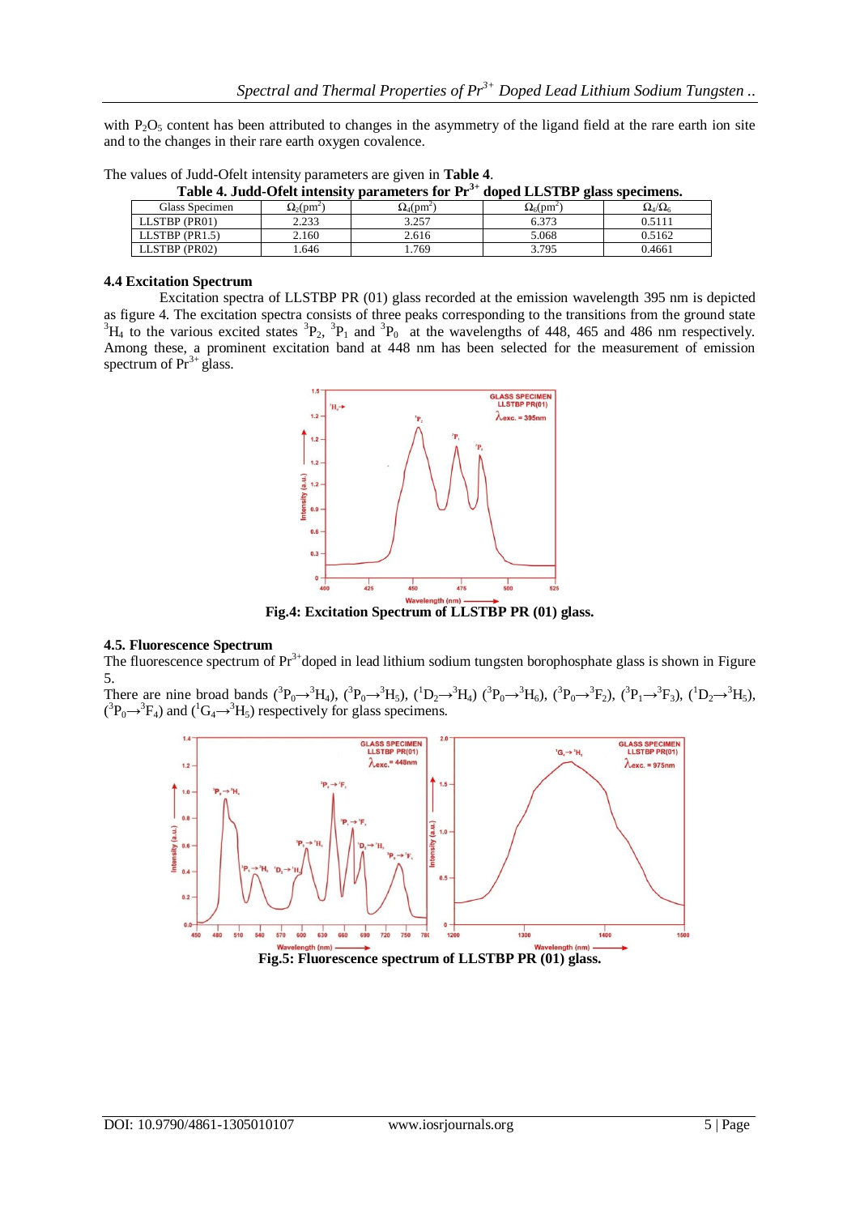with $P_2O_5$ content has been attributed to changes in the asymmetry of the ligand field at the rare earth ion site and to the changes in their rare earth oxygen covalence.

The values of Judd-Ofelt intensity parameters are given in **Table 4**.

**Table 4. Judd-Ofelt intensity parameters for $Pr^{3+}$ doped LLSTBP glass specimens.**

| Glass Specimen | $\Omega_2(pm^2)$ | $\Omega_4(pm^2)$ | $\Omega_6(pm^2)$ | $\Omega_4/\Omega_6$ |
|---|---|---|---|---|
| LLSTBP (PR01) | 2.233 | 3.257 | 6.373 | 0.5111 |
| LLSTBP (PR1.5) | 2.160 | 2.616 | 5.068 | 0.5162 |
| LLSTBP (PR02) | 1.646 | 1.769 | 3.795 | 0.4661 |

### 4.4 Excitation Spectrum

Excitation spectra of LLSTBP PR (01) glass recorded at the emission wavelength 395 nm is depicted as figure 4. The excitation spectra consists of three peaks corresponding to the transitions from the ground state $^3H_4$ to the various excited states $^3P_2$, $^3P_1$ and $^3P_0$ at the wavelengths of 448, 465 and 486 nm respectively. Among these, a prominent excitation band at 448 nm has been selected for the measurement of emission spectrum of $Pr^{3+}$ glass.

**Fig.4: Excitation Spectrum of LLSTBP PR (01) glass.**

### 4.5. Fluorescence Spectrum

The fluorescence spectrum of $Pr^{3+}$doped in lead lithium sodium tungsten borophosphate glass is shown in Figure 5.

There are nine broad bands ($^3P_0 \rightarrow {}^3H_4$), ($^3P_0 \rightarrow {}^3H_5$), ($^1D_2 \rightarrow {}^3H_4$) ($^3P_0 \rightarrow {}^3H_6$), ($^3P_0 \rightarrow {}^3F_2$), ($^3P_1 \rightarrow {}^3F_3$), ($^1D_2 \rightarrow {}^3H_5$), ($^3P_0 \rightarrow {}^3F_4$) and ($^1G_4 \rightarrow {}^3H_5$) respectively for glass specimens.

**Fig.5: Fluorescence spectrum of LLSTBP PR (01) glass.**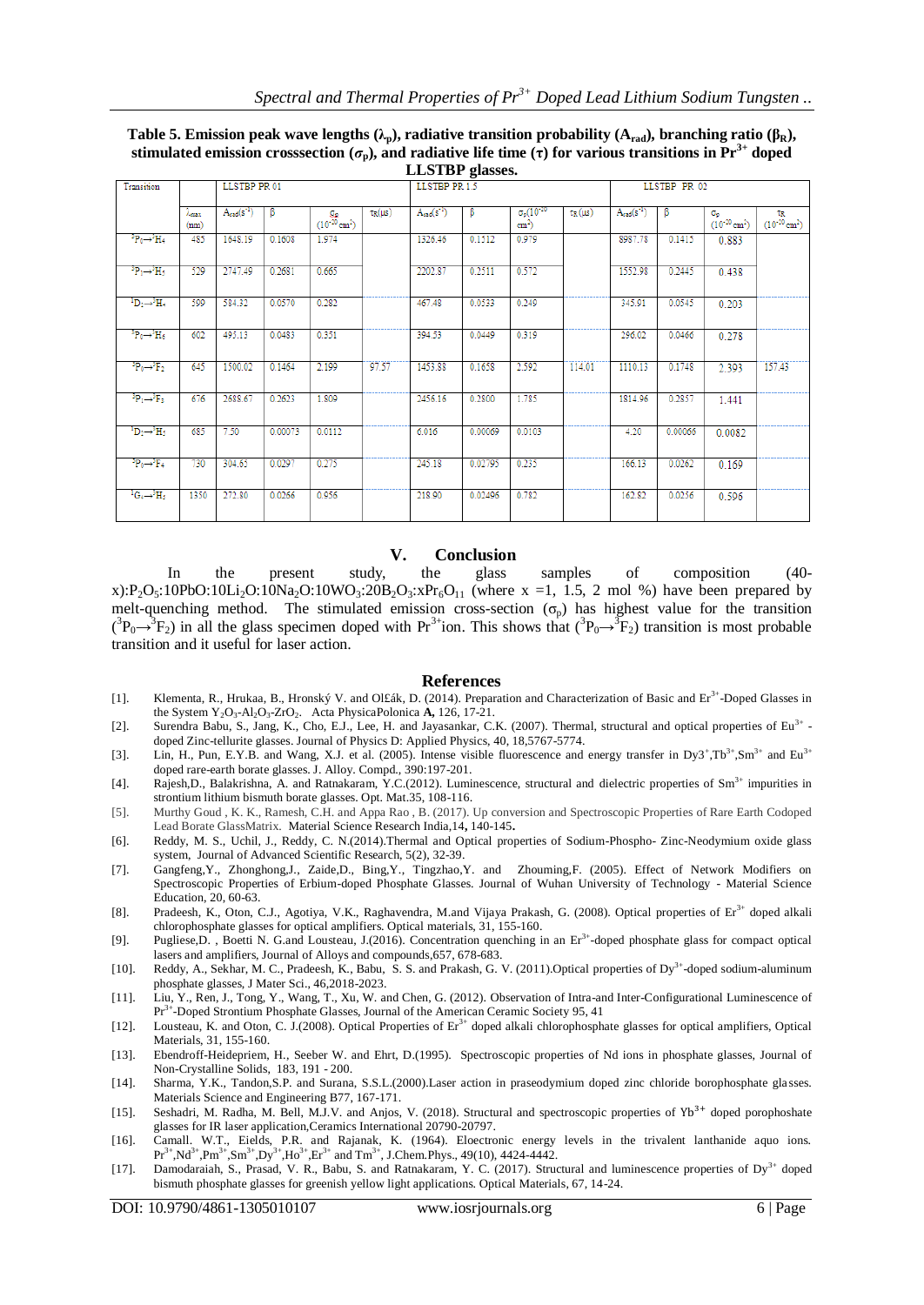**Table 5. Emission peak wave lengths ($\lambda_p$), radiative transition probability ($A_{rad}$), branching ratio ($\beta_R$), stimulated emission crosssection ($\sigma_p$), and radiative life time ($\tau$) for various transitions in $Pr^{3+}$ doped LLSTBP glasses.**

| Transition | | LLSTBP PR 01 | | | | LLSTBP PR 1.5 | | | | LLSTBP PR 02 | | | |
|---|---|---|---|---|---|---|---|---|---|---|---|---|---|
| | $\lambda_{max}$ (nm) | $A_{rad}(s^{-1})$ | β | $\sigma_p$ $(10^{-20} cm^2)$ | $\tau_R(\mu s)$ | $A_{rad}(s^{-1})$ | β | $\sigma_p(10^{-20} cm^2)$ | $\tau_R(\mu s)$ | $A_{rad}(s^{-1})$ | β | $\sigma_p$ $(10^{-20} cm^2)$ | $\tau_R$ $(10^{-20} cm^2)$ |
| $^3P_0\rightarrow^3H_4$ | 485 | 1648.19 | 0.1608 | 1.974 | | 1326.46 | 0.1512 | 0.979 | | 8987.78 | 0.1415 | 0.883 | |
| $^3P_1\rightarrow^3H_5$ | 529 | 2747.49 | 0.2681 | 0.665 | | 2202.87 | 0.2511 | 0.572 | | 1552.98 | 0.2445 | 0.438 | |
| $^1D_2\rightarrow^3H_4$ | 589 | 584.32 | 0.0570 | 0.282 | | 467.48 | 0.0533 | 0.249 | | 345.91 | 0.0545 | 0.203 | |
| $^3P_0\rightarrow^3H_6$ | 602 | 495.13 | 0.0483 | 0.351 | | 394.53 | 0.0449 | 0.319 | | 296.02 | 0.0466 | 0.278 | |
| $^3P_0\rightarrow^3F_2$ | 645 | 1500.02 | 0.1464 | 2.199 | 97.57 | 1453.88 | 0.1658 | 2.592 | 114.01 | 1110.13 | 0.1748 | 2.393 | 157.43 |
| $^3P_1\rightarrow^3F_3$ | 676 | 2688.67 | 0.2623 | 1.809 | | 2456.16 | 0.2800 | 1.785 | | 1814.96 | 0.2857 | 1.441 | |
| $^1D_2\rightarrow^3H_5$ | 685 | 7.50 | 0.00073 | 0.0112 | | 6.016 | 0.00069 | 0.0103 | | 4.20 | 0.00066 | 0.0082 | |
| $^3P_0\rightarrow^3F_4$ | 730 | 304.65 | 0.0297 | 0.275 | | 245.18 | 0.02795 | 0.235 | | 166.13 | 0.0262 | 0.169 | |
| $^1G_4\rightarrow^3H_5$ | 1350 | 272.80 | 0.0266 | 0.956 | | 218.90 | 0.02496 | 0.782 | | 162.82 | 0.0256 | 0.596 | |

## V. Conclusion

In the present study, the glass samples of composition (40-x):$P_2O_5$:10PbO:10$Li_2O$:10$Na_2O$:10$WO_3$:20$B_2O_3$:x$Pr_6O_{11}$ (where x =1, 1.5, 2 mol %) have been prepared by melt-quenching method. The stimulated emission cross-section ($\sigma_p$) has highest value for the transition ($^3P_0\rightarrow^3F_2$) in all the glass specimen doped with $Pr^{3+}$ion. This shows that ($^3P_0\rightarrow^3F_2$) transition is most probable transition and it useful for laser action.

## References

[1]. Klementa, R., Hrukaa, B., Hronský V. and Ol£ák, D. (2014). Preparation and Characterization of Basic and $Er^{3+}$-Doped Glasses in the System $Y_2O_3$-$Al_2O_3$-$ZrO_2$. Acta PhysicaPolonica **A,** 126, 17-21.

[2]. Surendra Babu, S., Jang, K., Cho, E.J., Lee, H. and Jayasankar, C.K. (2007). Thermal, structural and optical properties of $Eu^{3+}$ -doped Zinc-tellurite glasses. Journal of Physics D: Applied Physics, 40, 18,5767-5774.

[3]. Lin, H., Pun, E.Y.B. and Wang, X.J. et al. (2005). Intense visible fluorescence and energy transfer in $Dy3^+$,$Tb^{3+}$,$Sm^{3+}$ and $Eu^{3+}$ doped rare-earth borate glasses. J. Alloy. Compd., 390:197-201.

[4]. Rajesh,D., Balakrishna, A. and Ratnakaram, Y.C.(2012). Luminescence, structural and dielectric properties of $Sm^{3+}$ impurities in strontium lithium bismuth borate glasses. Opt. Mat.35, 108-116.

[5]. Murthy Goud , K. K., Ramesh, C.H. and Appa Rao , B. (2017). Up conversion and Spectroscopic Properties of Rare Earth Codoped Lead Borate GlassMatrix. Material Science Research India,14**,** 140-145**.**

[6]. Reddy, M. S., Uchil, J., Reddy, C. N.(2014).Thermal and Optical properties of Sodium-Phospho- Zinc-Neodymium oxide glass system, Journal of Advanced Scientific Research, 5(2), 32-39.

[7]. Gangfeng,Y., Zhonghong,J., Zaide,D., Bing,Y., Tingzhao,Y. and Zhouming,F. (2005). Effect of Network Modifiers on Spectroscopic Properties of Erbium-doped Phosphate Glasses. Journal of Wuhan University of Technology - Material Science Education, 20, 60-63.

[8]. Pradeesh, K., Oton, C.J., Agotiya, V.K., Raghavendra, M.and Vijaya Prakash, G. (2008). Optical properties of $Er^{3+}$ doped alkali chlorophosphate glasses for optical amplifiers. Optical materials, 31, 155-160.

[9]. Pugliese,D. , Boetti N. G.and Lousteau, J.(2016). Concentration quenching in an $Er^{3+}$-doped phosphate glass for compact optical lasers and amplifiers, Journal of Alloys and compounds,657, 678-683.

[10]. Reddy, A., Sekhar, M. C., Pradeesh, K., Babu, S. S. and Prakash, G. V. (2011).Optical properties of $Dy^{3+}$-doped sodium-aluminum phosphate glasses, J Mater Sci., 46,2018-2023.

[11]. Liu, Y., Ren, J., Tong, Y., Wang, T., Xu, W. and Chen, G. (2012). Observation of Intra-and Inter-Configurational Luminescence of $Pr^{3+}$-Doped Strontium Phosphate Glasses, Journal of the American Ceramic Society 95, 41

[12]. Lousteau, K. and Oton, C. J.(2008). Optical Properties of $Er^{3+}$ doped alkali chlorophosphate glasses for optical amplifiers, Optical Materials, 31, 155-160.

[13]. Ebendroff-Heidepriem, H., Seeber W. and Ehrt, D.(1995). Spectroscopic properties of Nd ions in phosphate glasses, Journal of Non-Crystalline Solids, 183, 191 - 200.

[14]. Sharma, Y.K., Tandon,S.P. and Surana, S.S.L.(2000).Laser action in praseodymium doped zinc chloride borophosphate glasses. Materials Science and Engineering B77, 167-171.

[15]. Seshadri, M. Radha, M. Bell, M.J.V. and Anjos, V. (2018). Structural and spectroscopic properties of $Yb^{3+}$ doped porophoshate glasses for IR laser application,Ceramics International 20790-20797.

[16]. Camall. W.T., Eields, P.R. and Rajanak, K. (1964). Eloectronic energy levels in the trivalent lanthanide aquo ions. $Pr^{3+}$,$Nd^{3+}$,$Pm^{3+}$,$Sm^{3+}$,$Dy^{3+}$,$Ho^{3+}$,$Er^{3+}$ and $Tm^{3+}$, J.Chem.Phys., 49(10), 4424-4442.

[17]. Damodaraiah, S., Prasad, V. R., Babu, S. and Ratnakaram, Y. C. (2017). Structural and luminescence properties of $Dy^{3+}$ doped bismuth phosphate glasses for greenish yellow light applications. Optical Materials, 67, 14-24.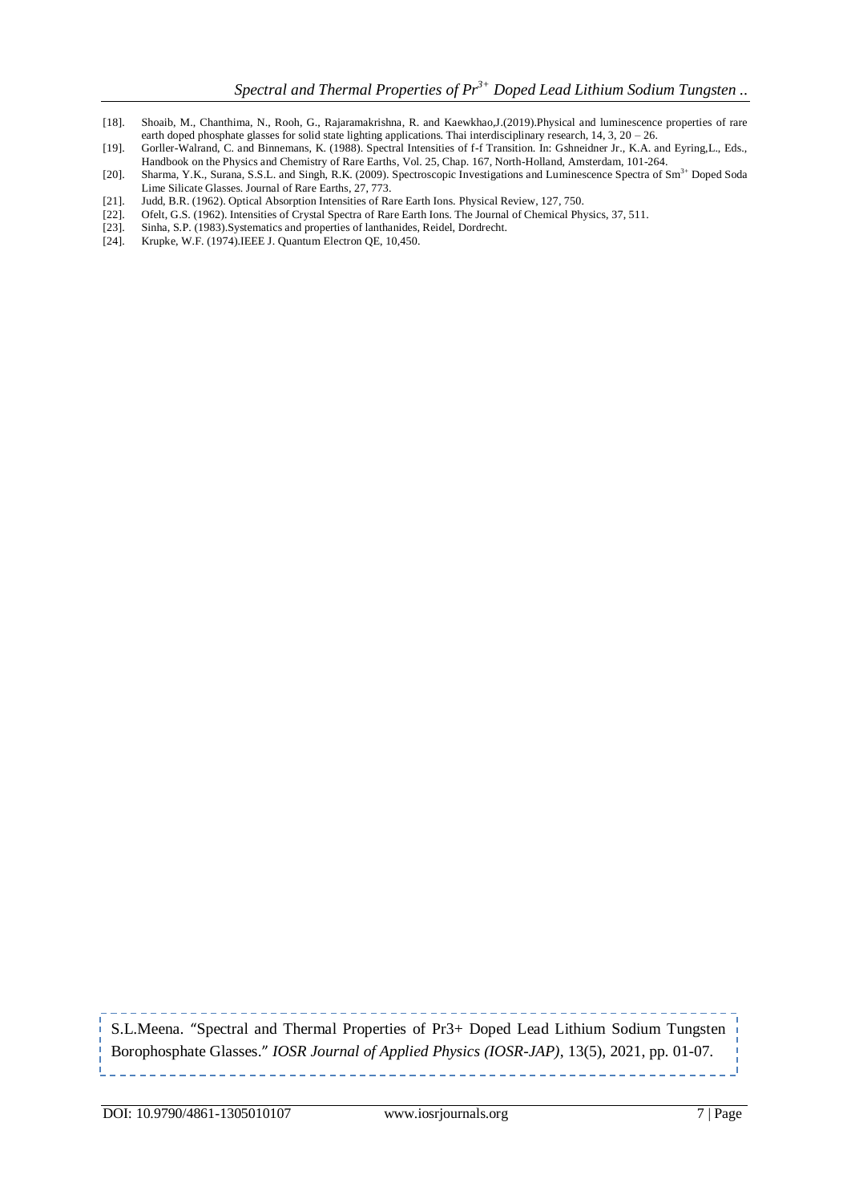[18]. Shoaib, M., Chanthima, N., Rooh, G., Rajaramakrishna, R. and Kaewkhao,J.(2019).Physical and luminescence properties of rare earth doped phosphate glasses for solid state lighting applications. Thai interdisciplinary research, 14, 3, 20 – 26.

[19]. Gorller-Walrand, C. and Binnemans, K. (1988). Spectral Intensities of f-f Transition. In: Gshneidner Jr., K.A. and Eyring,L., Eds., Handbook on the Physics and Chemistry of Rare Earths, Vol. 25, Chap. 167, North-Holland, Amsterdam, 101-264.

[20]. Sharma, Y.K., Surana, S.S.L. and Singh, R.K. (2009). Spectroscopic Investigations and Luminescence Spectra of $Sm^{3+}$ Doped Soda Lime Silicate Glasses. Journal of Rare Earths, 27, 773.

[21]. Judd, B.R. (1962). Optical Absorption Intensities of Rare Earth Ions. Physical Review, 127, 750.

[22]. Ofelt, G.S. (1962). Intensities of Crystal Spectra of Rare Earth Ions. The Journal of Chemical Physics, 37, 511.

[23]. Sinha, S.P. (1983).Systematics and properties of lanthanides, Reidel, Dordrecht.

[24]. Krupke, W.F. (1974).IEEE J. Quantum Electron QE, 10,450.

S.L.Meena. "Spectral and Thermal Properties of Pr3+ Doped Lead Lithium Sodium Tungsten Borophosphate Glasses." *IOSR Journal of Applied Physics (IOSR-JAP)*, 13(5), 2021, pp. 01-07.